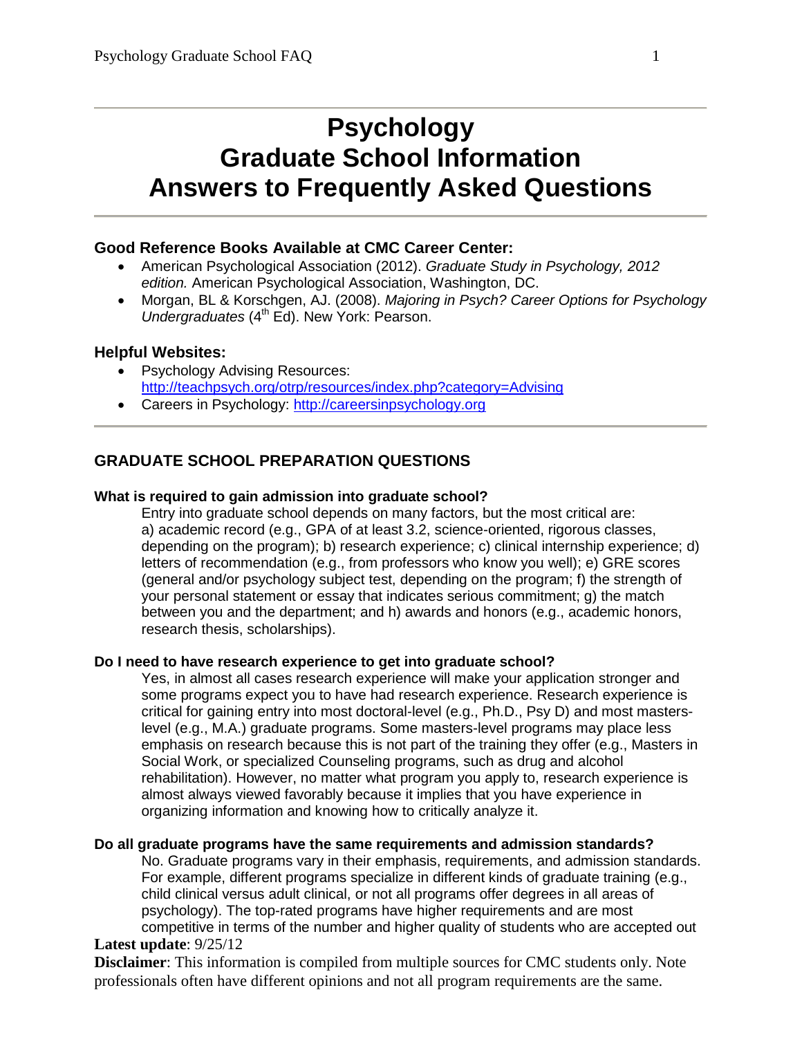# Psychology
# Graduate School Information
# Answers to Frequently Asked Questions

### Good Reference Books Available at CMC Career Center:

- American Psychological Association (2012). *Graduate Study in Psychology, 2012 edition.* American Psychological Association, Washington, DC.
- Morgan, BL & Korschgen, AJ. (2008). *Majoring in Psych? Career Options for Psychology Undergraduates* (4th Ed). New York: Pearson.

### Helpful Websites:

- Psychology Advising Resources: http://teachpsych.org/otrp/resources/index.php?category=Advising
- Careers in Psychology: http://careersinpsychology.org

## GRADUATE SCHOOL PREPARATION QUESTIONS

**What is required to gain admission into graduate school?**

Entry into graduate school depends on many factors, but the most critical are: a) academic record (e.g., GPA of at least 3.2, science-oriented, rigorous classes, depending on the program); b) research experience; c) clinical internship experience; d) letters of recommendation (e.g., from professors who know you well); e) GRE scores (general and/or psychology subject test, depending on the program; f) the strength of your personal statement or essay that indicates serious commitment; g) the match between you and the department; and h) awards and honors (e.g., academic honors, research thesis, scholarships).

**Do I need to have research experience to get into graduate school?**

Yes, in almost all cases research experience will make your application stronger and some programs expect you to have had research experience. Research experience is critical for gaining entry into most doctoral-level (e.g., Ph.D., Psy D) and most masters-level (e.g., M.A.) graduate programs. Some masters-level programs may place less emphasis on research because this is not part of the training they offer (e.g., Masters in Social Work, or specialized Counseling programs, such as drug and alcohol rehabilitation). However, no matter what program you apply to, research experience is almost always viewed favorably because it implies that you have experience in organizing information and knowing how to critically analyze it.

**Do all graduate programs have the same requirements and admission standards?**

No. Graduate programs vary in their emphasis, requirements, and admission standards. For example, different programs specialize in different kinds of graduate training (e.g., child clinical versus adult clinical, or not all programs offer degrees in all areas of psychology). The top-rated programs have higher requirements and are most competitive in terms of the number and higher quality of students who are accepted out

**Latest update**: 9/25/12

**Disclaimer**: This information is compiled from multiple sources for CMC students only. Note professionals often have different opinions and not all program requirements are the same.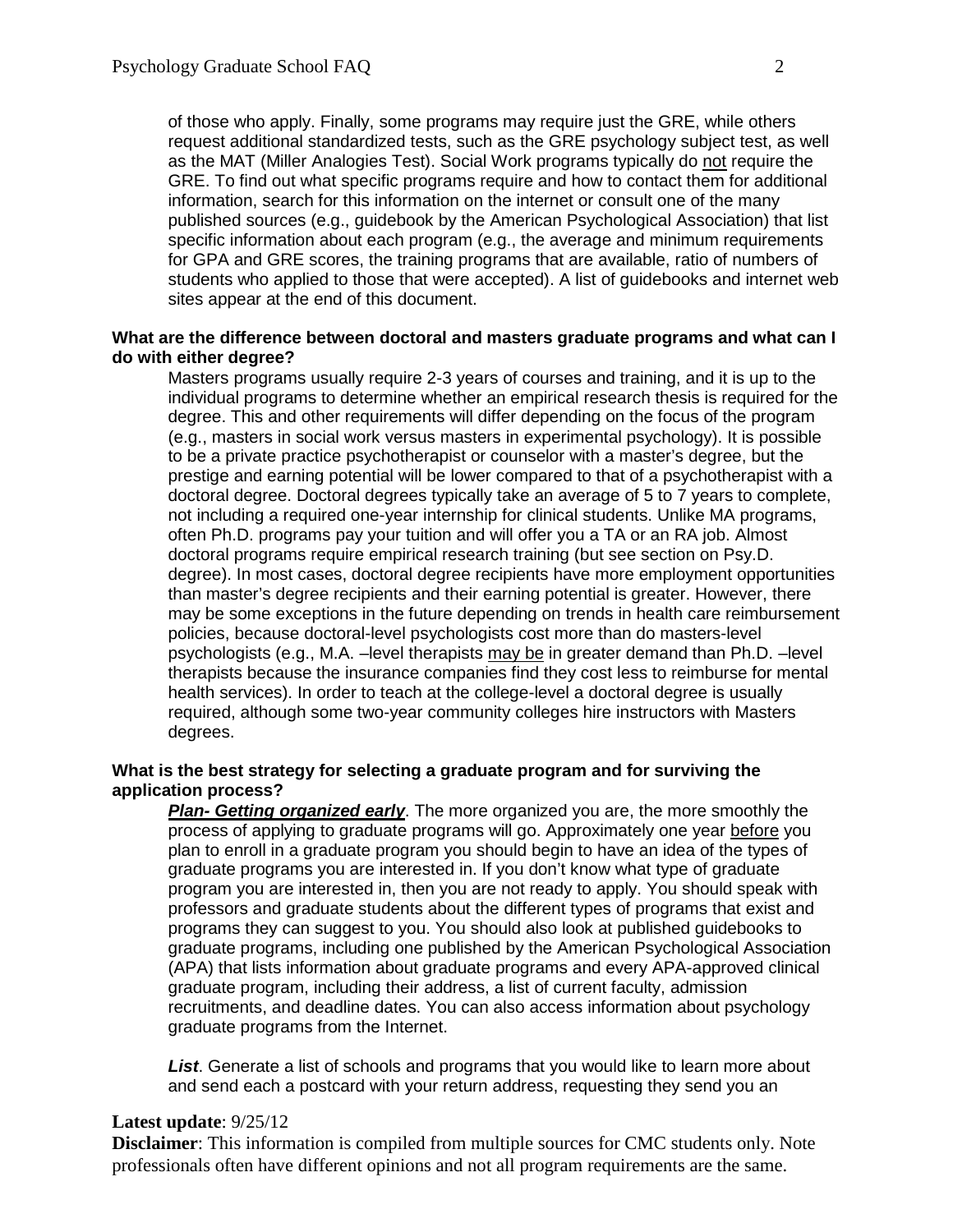of those who apply. Finally, some programs may require just the GRE, while others request additional standardized tests, such as the GRE psychology subject test, as well as the MAT (Miller Analogies Test). Social Work programs typically do not require the GRE. To find out what specific programs require and how to contact them for additional information, search for this information on the internet or consult one of the many published sources (e.g., guidebook by the American Psychological Association) that list specific information about each program (e.g., the average and minimum requirements for GPA and GRE scores, the training programs that are available, ratio of numbers of students who applied to those that were accepted). A list of guidebooks and internet web sites appear at the end of this document.

**What are the difference between doctoral and masters graduate programs and what can I do with either degree?**

Masters programs usually require 2-3 years of courses and training, and it is up to the individual programs to determine whether an empirical research thesis is required for the degree. This and other requirements will differ depending on the focus of the program (e.g., masters in social work versus masters in experimental psychology). It is possible to be a private practice psychotherapist or counselor with a master's degree, but the prestige and earning potential will be lower compared to that of a psychotherapist with a doctoral degree. Doctoral degrees typically take an average of 5 to 7 years to complete, not including a required one-year internship for clinical students. Unlike MA programs, often Ph.D. programs pay your tuition and will offer you a TA or an RA job. Almost doctoral programs require empirical research training (but see section on Psy.D. degree). In most cases, doctoral degree recipients have more employment opportunities than master's degree recipients and their earning potential is greater. However, there may be some exceptions in the future depending on trends in health care reimbursement policies, because doctoral-level psychologists cost more than do masters-level psychologists (e.g., M.A. –level therapists may be in greater demand than Ph.D. –level therapists because the insurance companies find they cost less to reimburse for mental health services). In order to teach at the college-level a doctoral degree is usually required, although some two-year community colleges hire instructors with Masters degrees.

**What is the best strategy for selecting a graduate program and for surviving the application process?**

***Plan- Getting organized early***. The more organized you are, the more smoothly the process of applying to graduate programs will go. Approximately one year before you plan to enroll in a graduate program you should begin to have an idea of the types of graduate programs you are interested in. If you don't know what type of graduate program you are interested in, then you are not ready to apply. You should speak with professors and graduate students about the different types of programs that exist and programs they can suggest to you. You should also look at published guidebooks to graduate programs, including one published by the American Psychological Association (APA) that lists information about graduate programs and every APA-approved clinical graduate program, including their address, a list of current faculty, admission recruitments, and deadline dates. You can also access information about psychology graduate programs from the Internet.

***List***. Generate a list of schools and programs that you would like to learn more about and send each a postcard with your return address, requesting they send you an

**Latest update**: 9/25/12

**Disclaimer**: This information is compiled from multiple sources for CMC students only. Note professionals often have different opinions and not all program requirements are the same.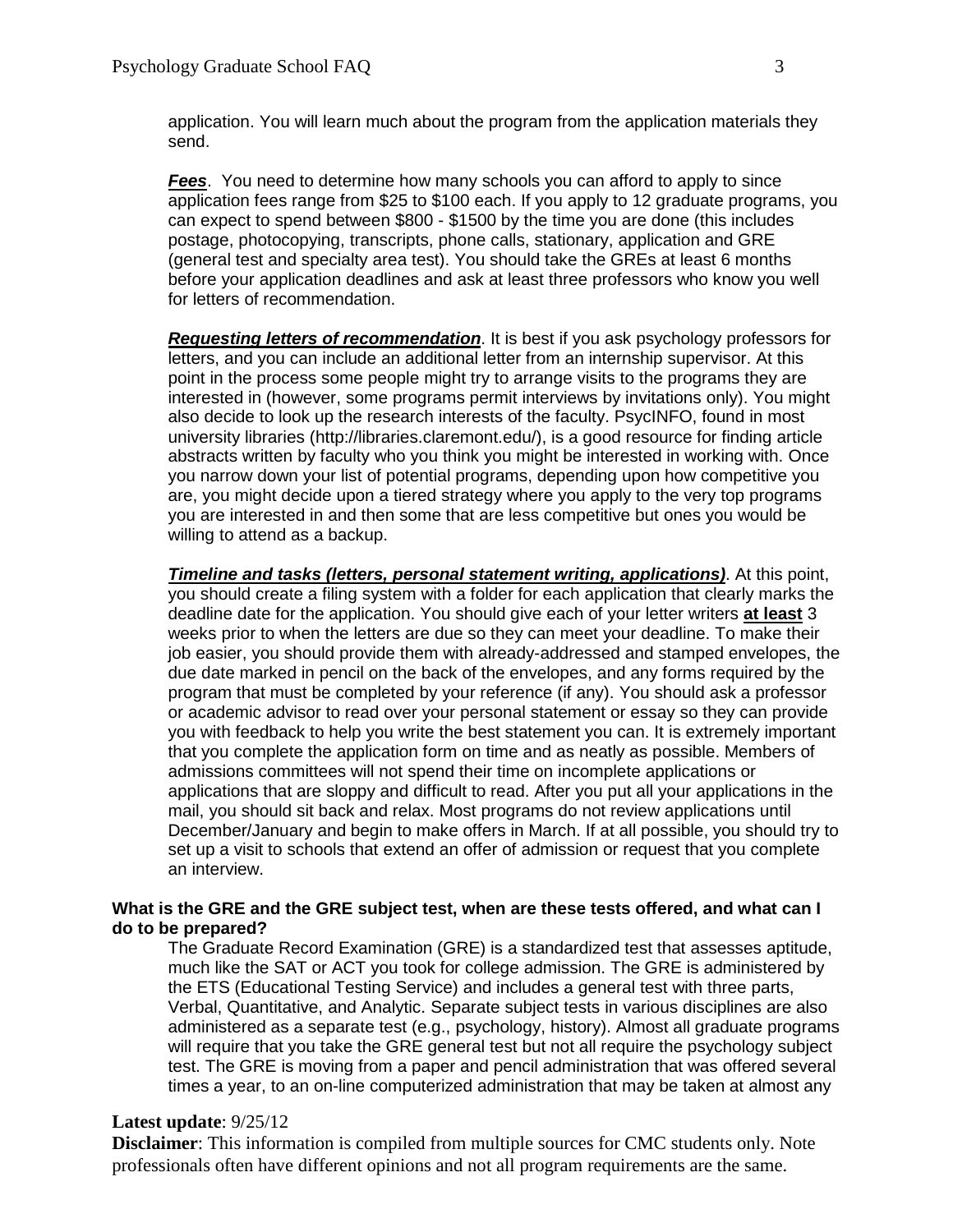application. You will learn much about the program from the application materials they send.

***Fees***. You need to determine how many schools you can afford to apply to since application fees range from $25 to $100 each. If you apply to 12 graduate programs, you can expect to spend between $800 - $1500 by the time you are done (this includes postage, photocopying, transcripts, phone calls, stationary, application and GRE (general test and specialty area test). You should take the GREs at least 6 months before your application deadlines and ask at least three professors who know you well for letters of recommendation.

***Requesting letters of recommendation***. It is best if you ask psychology professors for letters, and you can include an additional letter from an internship supervisor. At this point in the process some people might try to arrange visits to the programs they are interested in (however, some programs permit interviews by invitations only). You might also decide to look up the research interests of the faculty. PsycINFO, found in most university libraries (http://libraries.claremont.edu/), is a good resource for finding article abstracts written by faculty who you think you might be interested in working with. Once you narrow down your list of potential programs, depending upon how competitive you are, you might decide upon a tiered strategy where you apply to the very top programs you are interested in and then some that are less competitive but ones you would be willing to attend as a backup.

***Timeline and tasks (letters, personal statement writing, applications)***. At this point, you should create a filing system with a folder for each application that clearly marks the deadline date for the application. You should give each of your letter writers **at least** 3 weeks prior to when the letters are due so they can meet your deadline. To make their job easier, you should provide them with already-addressed and stamped envelopes, the due date marked in pencil on the back of the envelopes, and any forms required by the program that must be completed by your reference (if any). You should ask a professor or academic advisor to read over your personal statement or essay so they can provide you with feedback to help you write the best statement you can. It is extremely important that you complete the application form on time and as neatly as possible. Members of admissions committees will not spend their time on incomplete applications or applications that are sloppy and difficult to read. After you put all your applications in the mail, you should sit back and relax. Most programs do not review applications until December/January and begin to make offers in March. If at all possible, you should try to set up a visit to schools that extend an offer of admission or request that you complete an interview.

**What is the GRE and the GRE subject test, when are these tests offered, and what can I do to be prepared?**

The Graduate Record Examination (GRE) is a standardized test that assesses aptitude, much like the SAT or ACT you took for college admission. The GRE is administered by the ETS (Educational Testing Service) and includes a general test with three parts, Verbal, Quantitative, and Analytic. Separate subject tests in various disciplines are also administered as a separate test (e.g., psychology, history). Almost all graduate programs will require that you take the GRE general test but not all require the psychology subject test. The GRE is moving from a paper and pencil administration that was offered several times a year, to an on-line computerized administration that may be taken at almost any

**Latest update**: 9/25/12

**Disclaimer**: This information is compiled from multiple sources for CMC students only. Note professionals often have different opinions and not all program requirements are the same.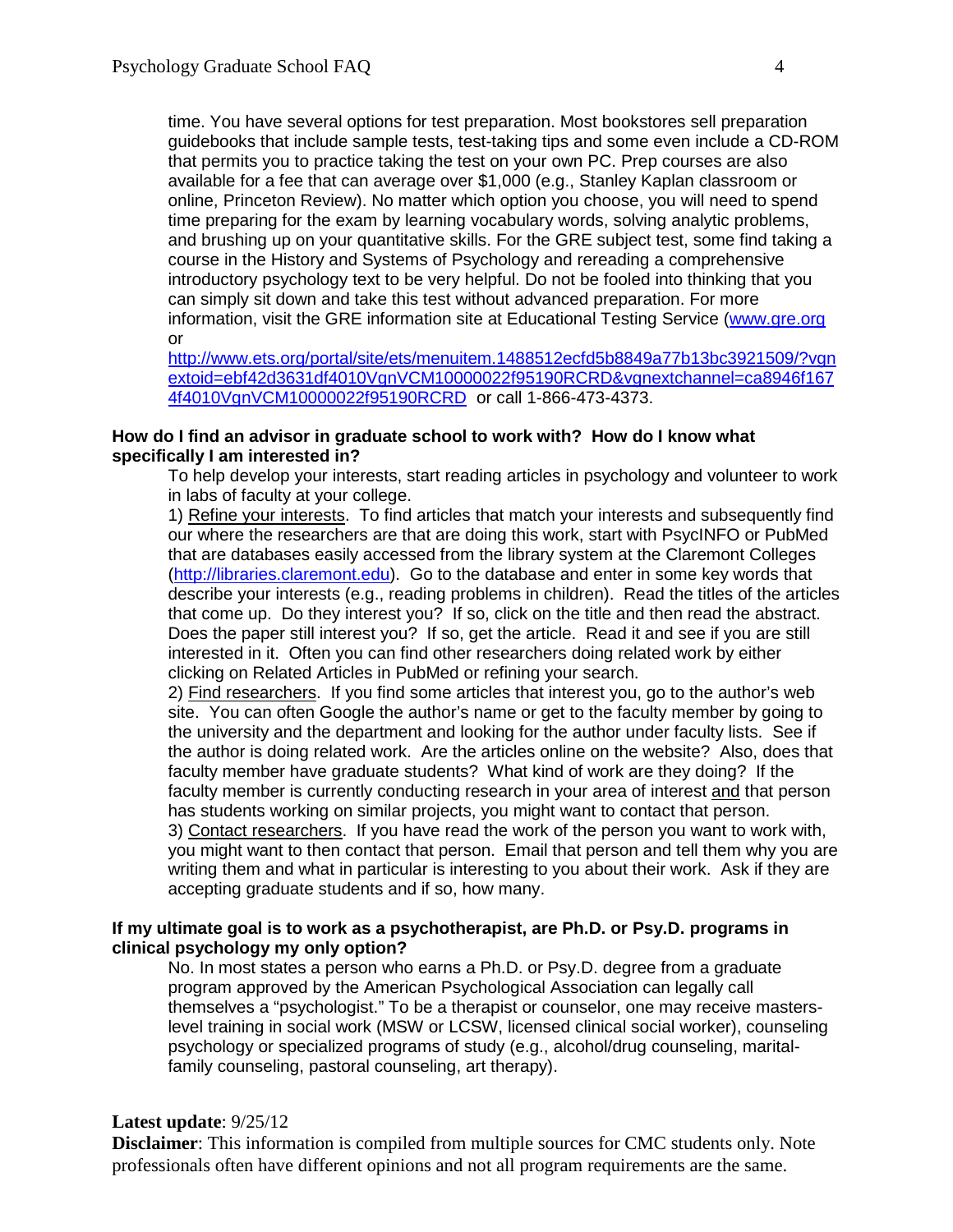time. You have several options for test preparation. Most bookstores sell preparation guidebooks that include sample tests, test-taking tips and some even include a CD-ROM that permits you to practice taking the test on your own PC. Prep courses are also available for a fee that can average over $1,000 (e.g., Stanley Kaplan classroom or online, Princeton Review). No matter which option you choose, you will need to spend time preparing for the exam by learning vocabulary words, solving analytic problems, and brushing up on your quantitative skills. For the GRE subject test, some find taking a course in the History and Systems of Psychology and rereading a comprehensive introductory psychology text to be very helpful. Do not be fooled into thinking that you can simply sit down and take this test without advanced preparation. For more information, visit the GRE information site at Educational Testing Service ([www.gre.org](http://www.gre.org) or [http://www.ets.org/portal/site/ets/menuitem.1488512ecfd5b8849a77b13bc3921509/?vgnextoid=ebf42d3631df4010VgnVCM10000022f95190RCRD&vgnextchannel=ca8946f1674f4010VgnVCM10000022f95190RCRD](http://www.ets.org/portal/site/ets/menuitem.1488512ecfd5b8849a77b13bc3921509/?vgnextoid=ebf42d3631df4010VgnVCM10000022f95190RCRD&vgnextchannel=ca8946f1674f4010VgnVCM10000022f95190RCRD) or call 1-866-473-4373.

**How do I find an advisor in graduate school to work with? How do I know what specifically I am interested in?**

To help develop your interests, start reading articles in psychology and volunteer to work in labs of faculty at your college.

1) Refine your interests. To find articles that match your interests and subsequently find our where the researchers are that are doing this work, start with PsycINFO or PubMed that are databases easily accessed from the library system at the Claremont Colleges ([http://libraries.claremont.edu](http://libraries.claremont.edu)). Go to the database and enter in some key words that describe your interests (e.g., reading problems in children). Read the titles of the articles that come up. Do they interest you? If so, click on the title and then read the abstract. Does the paper still interest you? If so, get the article. Read it and see if you are still interested in it. Often you can find other researchers doing related work by either clicking on Related Articles in PubMed or refining your search.

2) Find researchers. If you find some articles that interest you, go to the author's web site. You can often Google the author's name or get to the faculty member by going to the university and the department and looking for the author under faculty lists. See if the author is doing related work. Are the articles online on the website? Also, does that faculty member have graduate students? What kind of work are they doing? If the faculty member is currently conducting research in your area of interest and that person has students working on similar projects, you might want to contact that person.

3) Contact researchers. If you have read the work of the person you want to work with, you might want to then contact that person. Email that person and tell them why you are writing them and what in particular is interesting to you about their work. Ask if they are accepting graduate students and if so, how many.

**If my ultimate goal is to work as a psychotherapist, are Ph.D. or Psy.D. programs in clinical psychology my only option?**

No. In most states a person who earns a Ph.D. or Psy.D. degree from a graduate program approved by the American Psychological Association can legally call themselves a "psychologist." To be a therapist or counselor, one may receive masters-level training in social work (MSW or LCSW, licensed clinical social worker), counseling psychology or specialized programs of study (e.g., alcohol/drug counseling, marital-family counseling, pastoral counseling, art therapy).

**Latest update**: 9/25/12

**Disclaimer**: This information is compiled from multiple sources for CMC students only. Note professionals often have different opinions and not all program requirements are the same.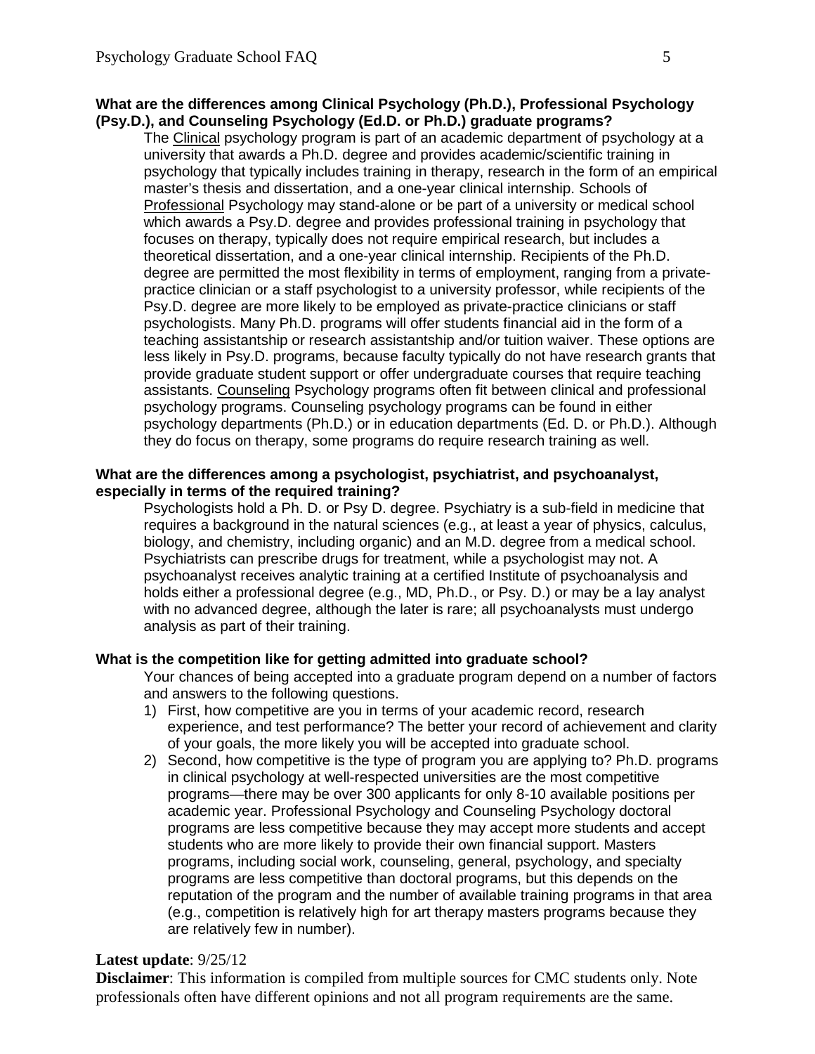**What are the differences among Clinical Psychology (Ph.D.), Professional Psychology (Psy.D.), and Counseling Psychology (Ed.D. or Ph.D.) graduate programs?**

The Clinical psychology program is part of an academic department of psychology at a university that awards a Ph.D. degree and provides academic/scientific training in psychology that typically includes training in therapy, research in the form of an empirical master's thesis and dissertation, and a one-year clinical internship. Schools of Professional Psychology may stand-alone or be part of a university or medical school which awards a Psy.D. degree and provides professional training in psychology that focuses on therapy, typically does not require empirical research, but includes a theoretical dissertation, and a one-year clinical internship. Recipients of the Ph.D. degree are permitted the most flexibility in terms of employment, ranging from a private-practice clinician or a staff psychologist to a university professor, while recipients of the Psy.D. degree are more likely to be employed as private-practice clinicians or staff psychologists. Many Ph.D. programs will offer students financial aid in the form of a teaching assistantship or research assistantship and/or tuition waiver. These options are less likely in Psy.D. programs, because faculty typically do not have research grants that provide graduate student support or offer undergraduate courses that require teaching assistants. Counseling Psychology programs often fit between clinical and professional psychology programs. Counseling psychology programs can be found in either psychology departments (Ph.D.) or in education departments (Ed. D. or Ph.D.). Although they do focus on therapy, some programs do require research training as well.

**What are the differences among a psychologist, psychiatrist, and psychoanalyst, especially in terms of the required training?**

Psychologists hold a Ph. D. or Psy D. degree. Psychiatry is a sub-field in medicine that requires a background in the natural sciences (e.g., at least a year of physics, calculus, biology, and chemistry, including organic) and an M.D. degree from a medical school. Psychiatrists can prescribe drugs for treatment, while a psychologist may not. A psychoanalyst receives analytic training at a certified Institute of psychoanalysis and holds either a professional degree (e.g., MD, Ph.D., or Psy. D.) or may be a lay analyst with no advanced degree, although the later is rare; all psychoanalysts must undergo analysis as part of their training.

**What is the competition like for getting admitted into graduate school?**

Your chances of being accepted into a graduate program depend on a number of factors and answers to the following questions.

1) First, how competitive are you in terms of your academic record, research experience, and test performance? The better your record of achievement and clarity of your goals, the more likely you will be accepted into graduate school.
2) Second, how competitive is the type of program you are applying to? Ph.D. programs in clinical psychology at well-respected universities are the most competitive programs—there may be over 300 applicants for only 8-10 available positions per academic year. Professional Psychology and Counseling Psychology doctoral programs are less competitive because they may accept more students and accept students who are more likely to provide their own financial support. Masters programs, including social work, counseling, general, psychology, and specialty programs are less competitive than doctoral programs, but this depends on the reputation of the program and the number of available training programs in that area (e.g., competition is relatively high for art therapy masters programs because they are relatively few in number).

**Latest update**: 9/25/12

**Disclaimer**: This information is compiled from multiple sources for CMC students only. Note professionals often have different opinions and not all program requirements are the same.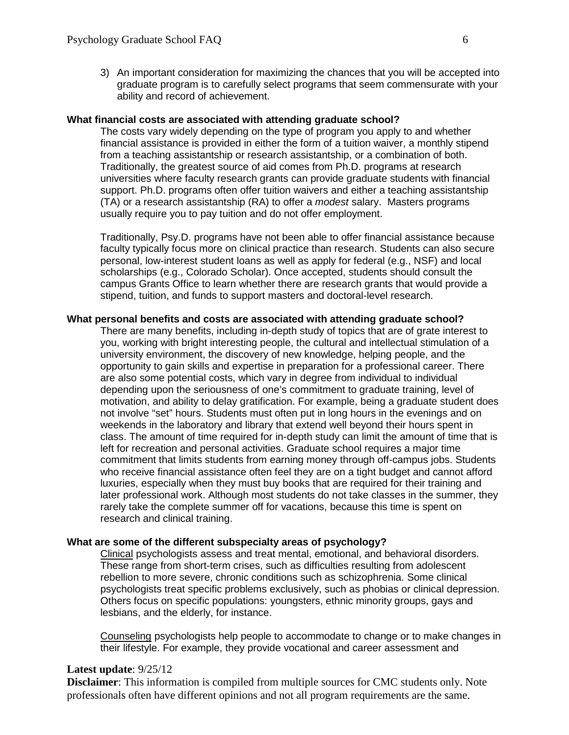3) An important consideration for maximizing the chances that you will be accepted into graduate program is to carefully select programs that seem commensurate with your ability and record of achievement.

**What financial costs are associated with attending graduate school?**

The costs vary widely depending on the type of program you apply to and whether financial assistance is provided in either the form of a tuition waiver, a monthly stipend from a teaching assistantship or research assistantship, or a combination of both. Traditionally, the greatest source of aid comes from Ph.D. programs at research universities where faculty research grants can provide graduate students with financial support. Ph.D. programs often offer tuition waivers and either a teaching assistantship (TA) or a research assistantship (RA) to offer a *modest* salary. Masters programs usually require you to pay tuition and do not offer employment.

Traditionally, Psy.D. programs have not been able to offer financial assistance because faculty typically focus more on clinical practice than research. Students can also secure personal, low-interest student loans as well as apply for federal (e.g., NSF) and local scholarships (e.g., Colorado Scholar). Once accepted, students should consult the campus Grants Office to learn whether there are research grants that would provide a stipend, tuition, and funds to support masters and doctoral-level research.

**What personal benefits and costs are associated with attending graduate school?**

There are many benefits, including in-depth study of topics that are of grate interest to you, working with bright interesting people, the cultural and intellectual stimulation of a university environment, the discovery of new knowledge, helping people, and the opportunity to gain skills and expertise in preparation for a professional career. There are also some potential costs, which vary in degree from individual to individual depending upon the seriousness of one's commitment to graduate training, level of motivation, and ability to delay gratification. For example, being a graduate student does not involve "set" hours. Students must often put in long hours in the evenings and on weekends in the laboratory and library that extend well beyond their hours spent in class. The amount of time required for in-depth study can limit the amount of time that is left for recreation and personal activities. Graduate school requires a major time commitment that limits students from earning money through off-campus jobs. Students who receive financial assistance often feel they are on a tight budget and cannot afford luxuries, especially when they must buy books that are required for their training and later professional work. Although most students do not take classes in the summer, they rarely take the complete summer off for vacations, because this time is spent on research and clinical training.

**What are some of the different subspecialty areas of psychology?**

<u>Clinical</u> psychologists assess and treat mental, emotional, and behavioral disorders. These range from short-term crises, such as difficulties resulting from adolescent rebellion to more severe, chronic conditions such as schizophrenia. Some clinical psychologists treat specific problems exclusively, such as phobias or clinical depression. Others focus on specific populations: youngsters, ethnic minority groups, gays and lesbians, and the elderly, for instance.

<u>Counseling</u> psychologists help people to accommodate to change or to make changes in their lifestyle. For example, they provide vocational and career assessment and

**Latest update**: 9/25/12

**Disclaimer**: This information is compiled from multiple sources for CMC students only. Note professionals often have different opinions and not all program requirements are the same.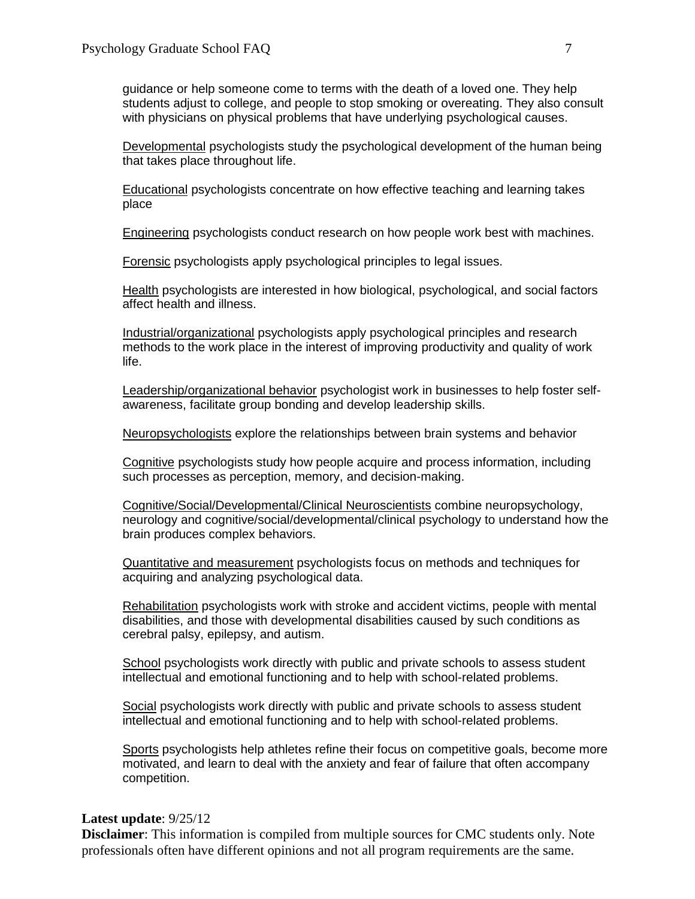guidance or help someone come to terms with the death of a loved one. They help students adjust to college, and people to stop smoking or overeating. They also consult with physicians on physical problems that have underlying psychological causes.

Developmental psychologists study the psychological development of the human being that takes place throughout life.

Educational psychologists concentrate on how effective teaching and learning takes place

Engineering psychologists conduct research on how people work best with machines.

Forensic psychologists apply psychological principles to legal issues.

Health psychologists are interested in how biological, psychological, and social factors affect health and illness.

Industrial/organizational psychologists apply psychological principles and research methods to the work place in the interest of improving productivity and quality of work life.

Leadership/organizational behavior psychologist work in businesses to help foster self-awareness, facilitate group bonding and develop leadership skills.

Neuropsychologists explore the relationships between brain systems and behavior

Cognitive psychologists study how people acquire and process information, including such processes as perception, memory, and decision-making.

Cognitive/Social/Developmental/Clinical Neuroscientists combine neuropsychology, neurology and cognitive/social/developmental/clinical psychology to understand how the brain produces complex behaviors.

Quantitative and measurement psychologists focus on methods and techniques for acquiring and analyzing psychological data.

Rehabilitation psychologists work with stroke and accident victims, people with mental disabilities, and those with developmental disabilities caused by such conditions as cerebral palsy, epilepsy, and autism.

School psychologists work directly with public and private schools to assess student intellectual and emotional functioning and to help with school-related problems.

Social psychologists work directly with public and private schools to assess student intellectual and emotional functioning and to help with school-related problems.

Sports psychologists help athletes refine their focus on competitive goals, become more motivated, and learn to deal with the anxiety and fear of failure that often accompany competition.

**Latest update**: 9/25/12

**Disclaimer**: This information is compiled from multiple sources for CMC students only. Note professionals often have different opinions and not all program requirements are the same.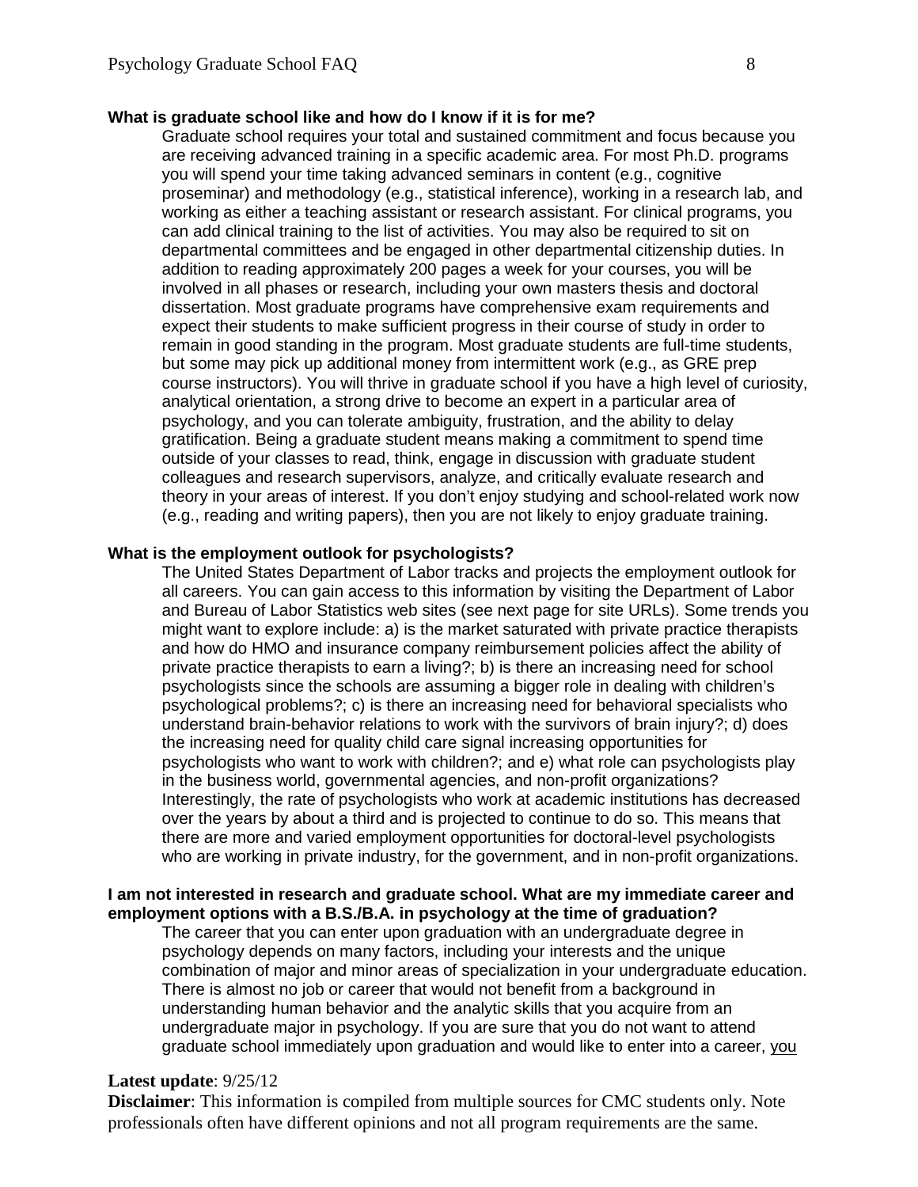**What is graduate school like and how do I know if it is for me?**

Graduate school requires your total and sustained commitment and focus because you are receiving advanced training in a specific academic area. For most Ph.D. programs you will spend your time taking advanced seminars in content (e.g., cognitive proseminar) and methodology (e.g., statistical inference), working in a research lab, and working as either a teaching assistant or research assistant. For clinical programs, you can add clinical training to the list of activities. You may also be required to sit on departmental committees and be engaged in other departmental citizenship duties. In addition to reading approximately 200 pages a week for your courses, you will be involved in all phases or research, including your own masters thesis and doctoral dissertation. Most graduate programs have comprehensive exam requirements and expect their students to make sufficient progress in their course of study in order to remain in good standing in the program. Most graduate students are full-time students, but some may pick up additional money from intermittent work (e.g., as GRE prep course instructors). You will thrive in graduate school if you have a high level of curiosity, analytical orientation, a strong drive to become an expert in a particular area of psychology, and you can tolerate ambiguity, frustration, and the ability to delay gratification. Being a graduate student means making a commitment to spend time outside of your classes to read, think, engage in discussion with graduate student colleagues and research supervisors, analyze, and critically evaluate research and theory in your areas of interest. If you don't enjoy studying and school-related work now (e.g., reading and writing papers), then you are not likely to enjoy graduate training.

**What is the employment outlook for psychologists?**

The United States Department of Labor tracks and projects the employment outlook for all careers. You can gain access to this information by visiting the Department of Labor and Bureau of Labor Statistics web sites (see next page for site URLs). Some trends you might want to explore include: a) is the market saturated with private practice therapists and how do HMO and insurance company reimbursement policies affect the ability of private practice therapists to earn a living?; b) is there an increasing need for school psychologists since the schools are assuming a bigger role in dealing with children's psychological problems?; c) is there an increasing need for behavioral specialists who understand brain-behavior relations to work with the survivors of brain injury?; d) does the increasing need for quality child care signal increasing opportunities for psychologists who want to work with children?; and e) what role can psychologists play in the business world, governmental agencies, and non-profit organizations? Interestingly, the rate of psychologists who work at academic institutions has decreased over the years by about a third and is projected to continue to do so. This means that there are more and varied employment opportunities for doctoral-level psychologists who are working in private industry, for the government, and in non-profit organizations.

**I am not interested in research and graduate school. What are my immediate career and employment options with a B.S./B.A. in psychology at the time of graduation?**

The career that you can enter upon graduation with an undergraduate degree in psychology depends on many factors, including your interests and the unique combination of major and minor areas of specialization in your undergraduate education. There is almost no job or career that would not benefit from a background in understanding human behavior and the analytic skills that you acquire from an undergraduate major in psychology. If you are sure that you do not want to attend graduate school immediately upon graduation and would like to enter into a career, <u>you</u>

**Latest update**: 9/25/12

**Disclaimer**: This information is compiled from multiple sources for CMC students only. Note professionals often have different opinions and not all program requirements are the same.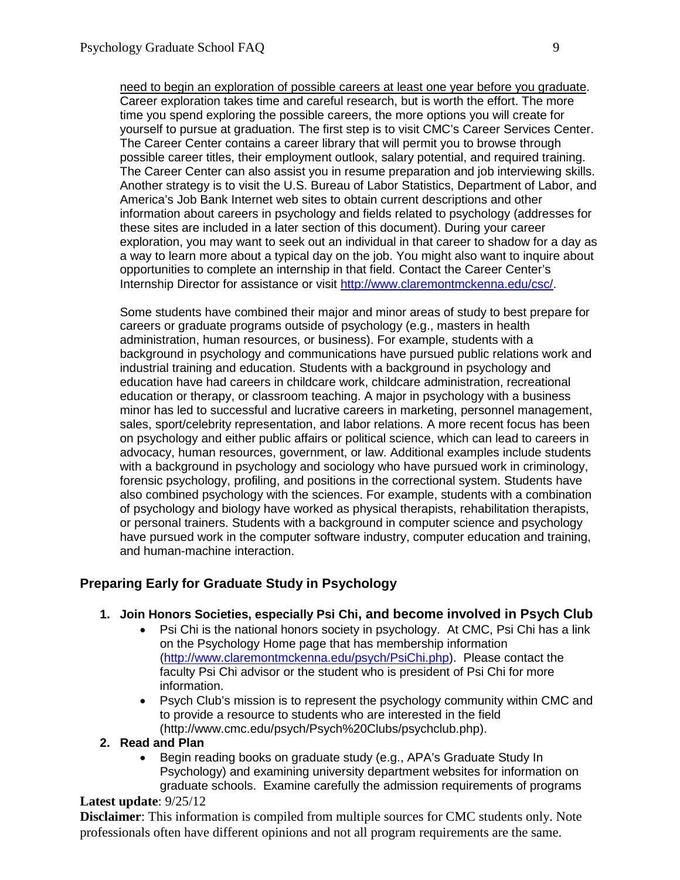need to begin an exploration of possible careers at least one year before you graduate. Career exploration takes time and careful research, but is worth the effort. The more time you spend exploring the possible careers, the more options you will create for yourself to pursue at graduation. The first step is to visit CMC's Career Services Center. The Career Center contains a career library that will permit you to browse through possible career titles, their employment outlook, salary potential, and required training. The Career Center can also assist you in resume preparation and job interviewing skills. Another strategy is to visit the U.S. Bureau of Labor Statistics, Department of Labor, and America's Job Bank Internet web sites to obtain current descriptions and other information about careers in psychology and fields related to psychology (addresses for these sites are included in a later section of this document). During your career exploration, you may want to seek out an individual in that career to shadow for a day as a way to learn more about a typical day on the job. You might also want to inquire about opportunities to complete an internship in that field. Contact the Career Center's Internship Director for assistance or visit [http://www.claremontmckenna.edu/csc/](http://www.claremontmckenna.edu/csc/).

Some students have combined their major and minor areas of study to best prepare for careers or graduate programs outside of psychology (e.g., masters in health administration, human resources, or business). For example, students with a background in psychology and communications have pursued public relations work and industrial training and education. Students with a background in psychology and education have had careers in childcare work, childcare administration, recreational education or therapy, or classroom teaching. A major in psychology with a business minor has led to successful and lucrative careers in marketing, personnel management, sales, sport/celebrity representation, and labor relations. A more recent focus has been on psychology and either public affairs or political science, which can lead to careers in advocacy, human resources, government, or law. Additional examples include students with a background in psychology and sociology who have pursued work in criminology, forensic psychology, profiling, and positions in the correctional system. Students have also combined psychology with the sciences. For example, students with a combination of psychology and biology have worked as physical therapists, rehabilitation therapists, or personal trainers. Students with a background in computer science and psychology have pursued work in the computer software industry, computer education and training, and human-machine interaction.

## Preparing Early for Graduate Study in Psychology

1. **Join Honors Societies, especially Psi Chi, and become involved in Psych Club**
   - Psi Chi is the national honors society in psychology. At CMC, Psi Chi has a link on the Psychology Home page that has membership information ([http://www.claremontmckenna.edu/psych/PsiChi.php](http://www.claremontmckenna.edu/psych/PsiChi.php)). Please contact the faculty Psi Chi advisor or the student who is president of Psi Chi for more information.
   - Psych Club's mission is to represent the psychology community within CMC and to provide a resource to students who are interested in the field (http://www.cmc.edu/psych/Psych%20Clubs/psychclub.php).
2. **Read and Plan**
   - Begin reading books on graduate study (e.g., APA's Graduate Study In Psychology) and examining university department websites for information on graduate schools. Examine carefully the admission requirements of programs

**Latest update**: 9/25/12

**Disclaimer**: This information is compiled from multiple sources for CMC students only. Note professionals often have different opinions and not all program requirements are the same.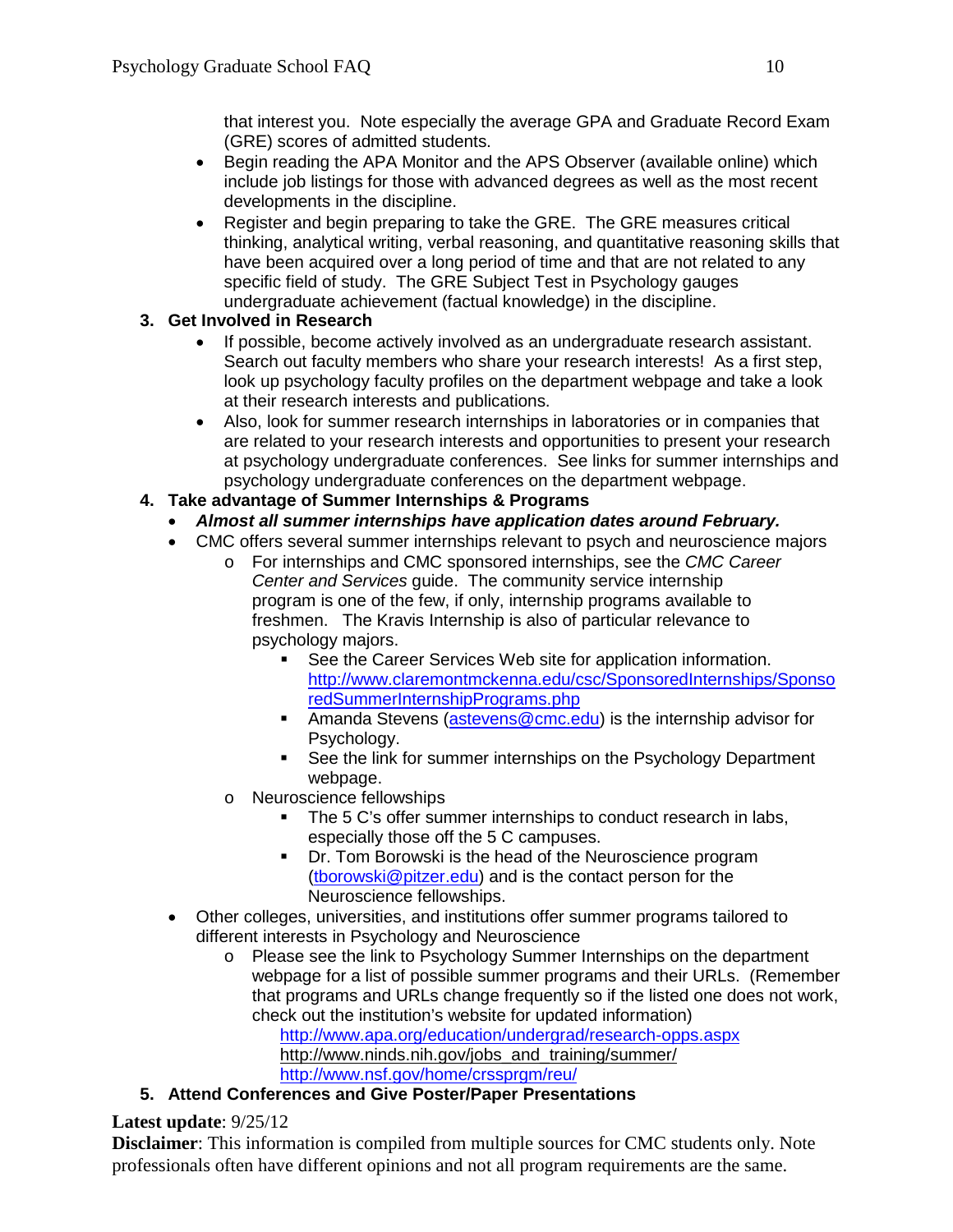that interest you. Note especially the average GPA and Graduate Record Exam (GRE) scores of admitted students.

- Begin reading the APA Monitor and the APS Observer (available online) which include job listings for those with advanced degrees as well as the most recent developments in the discipline.
- Register and begin preparing to take the GRE. The GRE measures critical thinking, analytical writing, verbal reasoning, and quantitative reasoning skills that have been acquired over a long period of time and that are not related to any specific field of study. The GRE Subject Test in Psychology gauges undergraduate achievement (factual knowledge) in the discipline.

3. **Get Involved in Research**
   - If possible, become actively involved as an undergraduate research assistant. Search out faculty members who share your research interests! As a first step, look up psychology faculty profiles on the department webpage and take a look at their research interests and publications.
   - Also, look for summer research internships in laboratories or in companies that are related to your research interests and opportunities to present your research at psychology undergraduate conferences. See links for summer internships and psychology undergraduate conferences on the department webpage.

4. **Take advantage of Summer Internships & Programs**
   - ***Almost all summer internships have application dates around February.***
   - CMC offers several summer internships relevant to psych and neuroscience majors
     - For internships and CMC sponsored internships, see the *CMC Career Center and Services* guide. The community service internship program is one of the few, if only, internship programs available to freshmen. The Kravis Internship is also of particular relevance to psychology majors.
       - See the Career Services Web site for application information. http://www.claremontmckenna.edu/csc/SponsoredInternships/SponsoredSummerInternshipPrograms.php
       - Amanda Stevens (astevens@cmc.edu) is the internship advisor for Psychology.
       - See the link for summer internships on the Psychology Department webpage.
     - Neuroscience fellowships
       - The 5 C's offer summer internships to conduct research in labs, especially those off the 5 C campuses.
       - Dr. Tom Borowski is the head of the Neuroscience program (tborowski@pitzer.edu) and is the contact person for the Neuroscience fellowships.
   - Other colleges, universities, and institutions offer summer programs tailored to different interests in Psychology and Neuroscience
     - Please see the link to Psychology Summer Internships on the department webpage for a list of possible summer programs and their URLs. (Remember that programs and URLs change frequently so if the listed one does not work, check out the institution's website for updated information)
       http://www.apa.org/education/undergrad/research-opps.aspx
       http://www.ninds.nih.gov/jobs_and_training/summer/
       http://www.nsf.gov/home/crssprgm/reu/

5. **Attend Conferences and Give Poster/Paper Presentations**

**Latest update**: 9/25/12
**Disclaimer**: This information is compiled from multiple sources for CMC students only. Note professionals often have different opinions and not all program requirements are the same.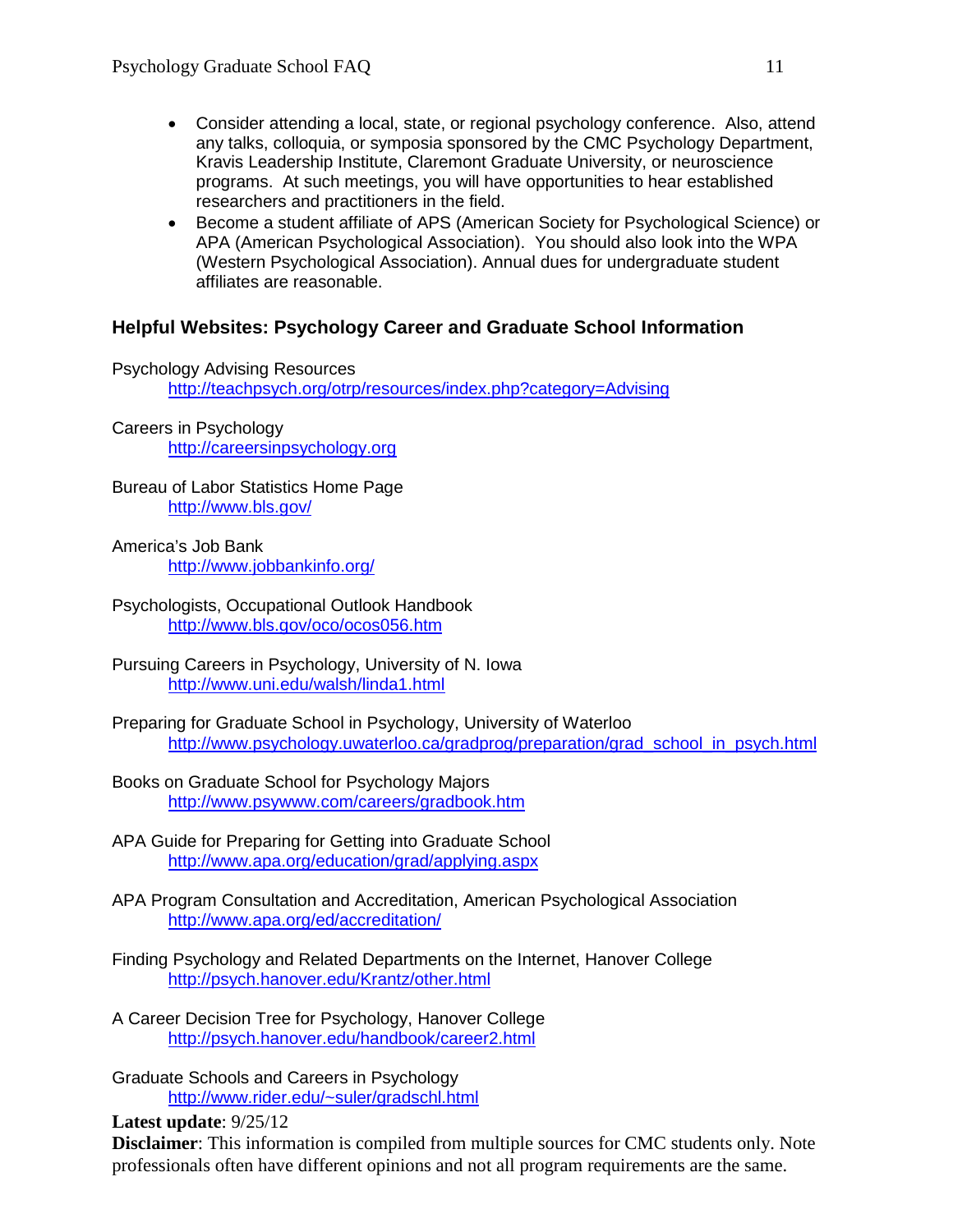- Consider attending a local, state, or regional psychology conference. Also, attend any talks, colloquia, or symposia sponsored by the CMC Psychology Department, Kravis Leadership Institute, Claremont Graduate University, or neuroscience programs. At such meetings, you will have opportunities to hear established researchers and practitioners in the field.
- Become a student affiliate of APS (American Society for Psychological Science) or APA (American Psychological Association). You should also look into the WPA (Western Psychological Association). Annual dues for undergraduate student affiliates are reasonable.

## Helpful Websites: Psychology Career and Graduate School Information

Psychology Advising Resources
http://teachpsych.org/otrp/resources/index.php?category=Advising

Careers in Psychology
http://careersinpsychology.org

Bureau of Labor Statistics Home Page
http://www.bls.gov/

America's Job Bank
http://www.jobbankinfo.org/

Psychologists, Occupational Outlook Handbook
http://www.bls.gov/oco/ocos056.htm

Pursuing Careers in Psychology, University of N. Iowa
http://www.uni.edu/walsh/linda1.html

Preparing for Graduate School in Psychology, University of Waterloo
http://www.psychology.uwaterloo.ca/gradprog/preparation/grad_school_in_psych.html

Books on Graduate School for Psychology Majors
http://www.psywww.com/careers/gradbook.htm

APA Guide for Preparing for Getting into Graduate School
http://www.apa.org/education/grad/applying.aspx

APA Program Consultation and Accreditation, American Psychological Association
http://www.apa.org/ed/accreditation/

Finding Psychology and Related Departments on the Internet, Hanover College
http://psych.hanover.edu/Krantz/other.html

A Career Decision Tree for Psychology, Hanover College
http://psych.hanover.edu/handbook/career2.html

Graduate Schools and Careers in Psychology
http://www.rider.edu/~suler/gradschl.html

**Latest update**: 9/25/12

**Disclaimer**: This information is compiled from multiple sources for CMC students only. Note professionals often have different opinions and not all program requirements are the same.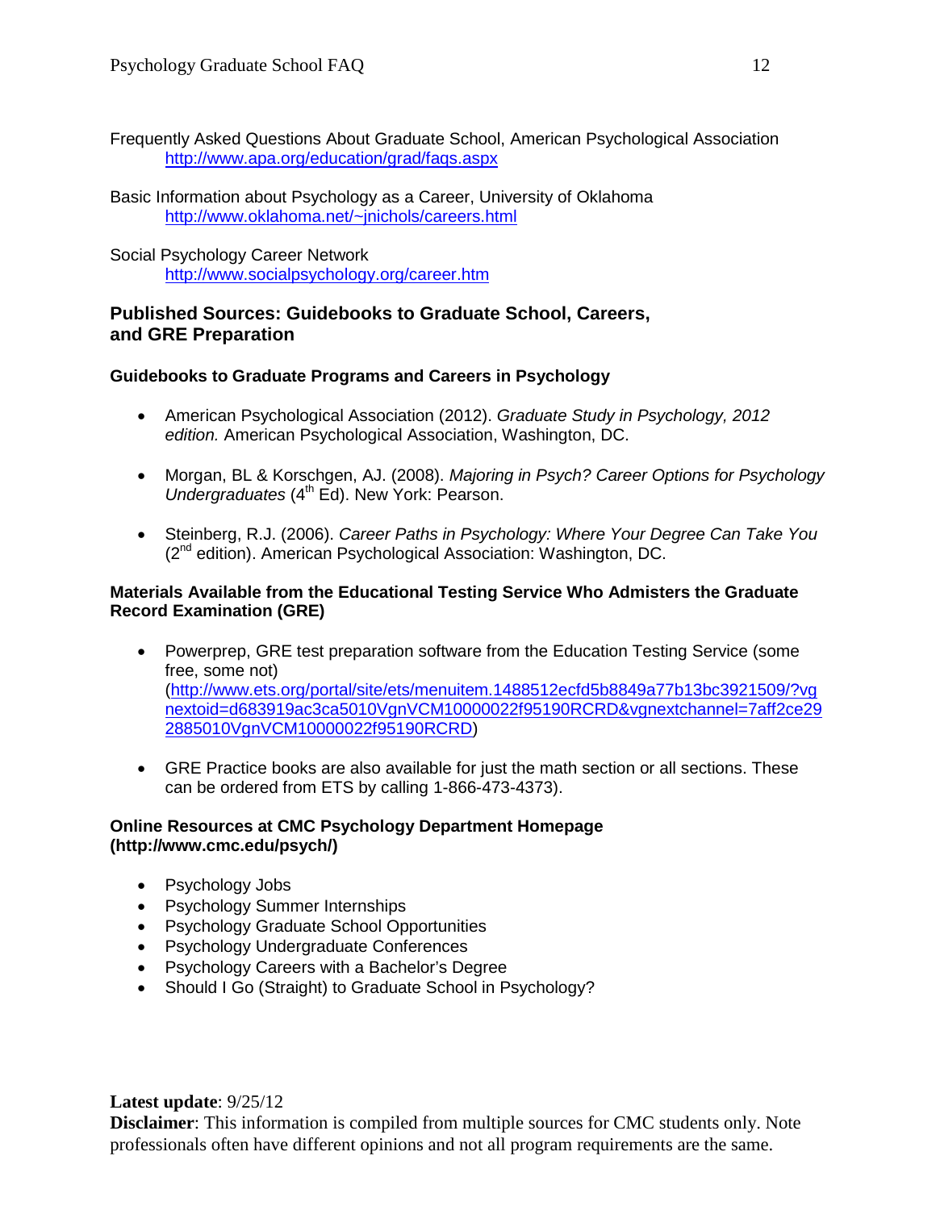Frequently Asked Questions About Graduate School, American Psychological Association
http://www.apa.org/education/grad/faqs.aspx

Basic Information about Psychology as a Career, University of Oklahoma
http://www.oklahoma.net/~jnichols/careers.html

Social Psychology Career Network
http://www.socialpsychology.org/career.htm

## Published Sources: Guidebooks to Graduate School, Careers, and GRE Preparation

### Guidebooks to Graduate Programs and Careers in Psychology

- American Psychological Association (2012). *Graduate Study in Psychology, 2012 edition.* American Psychological Association, Washington, DC.
- Morgan, BL & Korschgen, AJ. (2008). *Majoring in Psych? Career Options for Psychology Undergraduates* (4th Ed). New York: Pearson.
- Steinberg, R.J. (2006). *Career Paths in Psychology: Where Your Degree Can Take You* (2nd edition). American Psychological Association: Washington, DC.

### Materials Available from the Educational Testing Service Who Admisters the Graduate Record Examination (GRE)

- Powerprep, GRE test preparation software from the Education Testing Service (some free, some not) (http://www.ets.org/portal/site/ets/menuitem.1488512ecfd5b8849a77b13bc3921509/?vgnextoid=d683919ac3ca5010VgnVCM10000022f95190RCRD&vgnextchannel=7aff2ce292885010VgnVCM10000022f95190RCRD)
- GRE Practice books are also available for just the math section or all sections. These can be ordered from ETS by calling 1-866-473-4373).

### Online Resources at CMC Psychology Department Homepage (http://www.cmc.edu/psych/)

- Psychology Jobs
- Psychology Summer Internships
- Psychology Graduate School Opportunities
- Psychology Undergraduate Conferences
- Psychology Careers with a Bachelor's Degree
- Should I Go (Straight) to Graduate School in Psychology?

**Latest update**: 9/25/12
**Disclaimer**: This information is compiled from multiple sources for CMC students only. Note professionals often have different opinions and not all program requirements are the same.